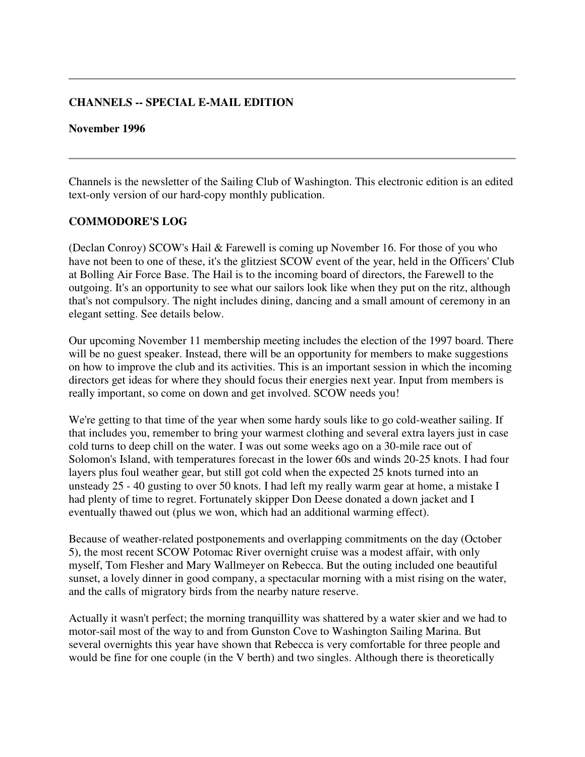---

**CHANNELS -- SPECIAL E-MAIL EDITION**

**November 1996**

---

Channels is the newsletter of the Sailing Club of Washington. This electronic edition is an edited text-only version of our hard-copy monthly publication.

**COMMODORE'S LOG**

(Declan Conroy) SCOW's Hail & Farewell is coming up November 16. For those of you who have not been to one of these, it's the glitziest SCOW event of the year, held in the Officers' Club at Bolling Air Force Base. The Hail is to the incoming board of directors, the Farewell to the outgoing. It's an opportunity to see what our sailors look like when they put on the ritz, although that's not compulsory. The night includes dining, dancing and a small amount of ceremony in an elegant setting. See details below.

Our upcoming November 11 membership meeting includes the election of the 1997 board. There will be no guest speaker. Instead, there will be an opportunity for members to make suggestions on how to improve the club and its activities. This is an important session in which the incoming directors get ideas for where they should focus their energies next year. Input from members is really important, so come on down and get involved. SCOW needs you!

We're getting to that time of the year when some hardy souls like to go cold-weather sailing. If that includes you, remember to bring your warmest clothing and several extra layers just in case cold turns to deep chill on the water. I was out some weeks ago on a 30-mile race out of Solomon's Island, with temperatures forecast in the lower 60s and winds 20-25 knots. I had four layers plus foul weather gear, but still got cold when the expected 25 knots turned into an unsteady 25 - 40 gusting to over 50 knots. I had left my really warm gear at home, a mistake I had plenty of time to regret. Fortunately skipper Don Deese donated a down jacket and I eventually thawed out (plus we won, which had an additional warming effect).

Because of weather-related postponements and overlapping commitments on the day (October 5), the most recent SCOW Potomac River overnight cruise was a modest affair, with only myself, Tom Flesher and Mary Wallmeyer on Rebecca. But the outing included one beautiful sunset, a lovely dinner in good company, a spectacular morning with a mist rising on the water, and the calls of migratory birds from the nearby nature reserve.

Actually it wasn't perfect; the morning tranquillity was shattered by a water skier and we had to motor-sail most of the way to and from Gunston Cove to Washington Sailing Marina. But several overnights this year have shown that Rebecca is very comfortable for three people and would be fine for one couple (in the V berth) and two singles. Although there is theoretically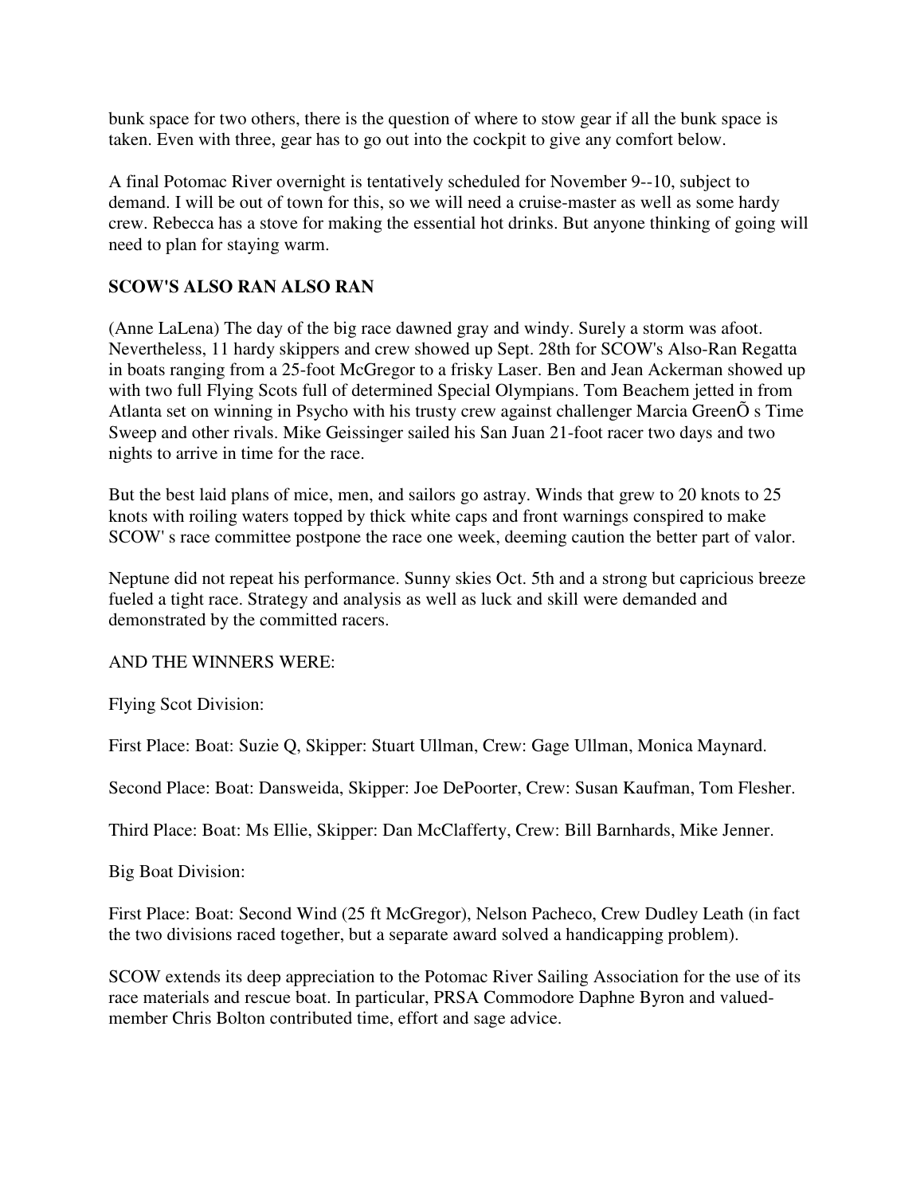bunk space for two others, there is the question of where to stow gear if all the bunk space is taken. Even with three, gear has to go out into the cockpit to give any comfort below.

A final Potomac River overnight is tentatively scheduled for November 9--10, subject to demand. I will be out of town for this, so we will need a cruise-master as well as some hardy crew. Rebecca has a stove for making the essential hot drinks. But anyone thinking of going will need to plan for staying warm.

## SCOW'S ALSO RAN ALSO RAN

(Anne LaLena) The day of the big race dawned gray and windy. Surely a storm was afoot. Nevertheless, 11 hardy skippers and crew showed up Sept. 28th for SCOW's Also-Ran Regatta in boats ranging from a 25-foot McGregor to a frisky Laser. Ben and Jean Ackerman showed up with two full Flying Scots full of determined Special Olympians. Tom Beachem jetted in from Atlanta set on winning in Psycho with his trusty crew against challenger Marcia GreenÕ s Time Sweep and other rivals. Mike Geissinger sailed his San Juan 21-foot racer two days and two nights to arrive in time for the race.

But the best laid plans of mice, men, and sailors go astray. Winds that grew to 20 knots to 25 knots with roiling waters topped by thick white caps and front warnings conspired to make SCOW' s race committee postpone the race one week, deeming caution the better part of valor.

Neptune did not repeat his performance. Sunny skies Oct. 5th and a strong but capricious breeze fueled a tight race. Strategy and analysis as well as luck and skill were demanded and demonstrated by the committed racers.

AND THE WINNERS WERE:

Flying Scot Division:

First Place: Boat: Suzie Q, Skipper: Stuart Ullman, Crew: Gage Ullman, Monica Maynard.

Second Place: Boat: Dansweida, Skipper: Joe DePoorter, Crew: Susan Kaufman, Tom Flesher.

Third Place: Boat: Ms Ellie, Skipper: Dan McClafferty, Crew: Bill Barnhards, Mike Jenner.

Big Boat Division:

First Place: Boat: Second Wind (25 ft McGregor), Nelson Pacheco, Crew Dudley Leath (in fact the two divisions raced together, but a separate award solved a handicapping problem).

SCOW extends its deep appreciation to the Potomac River Sailing Association for the use of its race materials and rescue boat. In particular, PRSA Commodore Daphne Byron and valued-member Chris Bolton contributed time, effort and sage advice.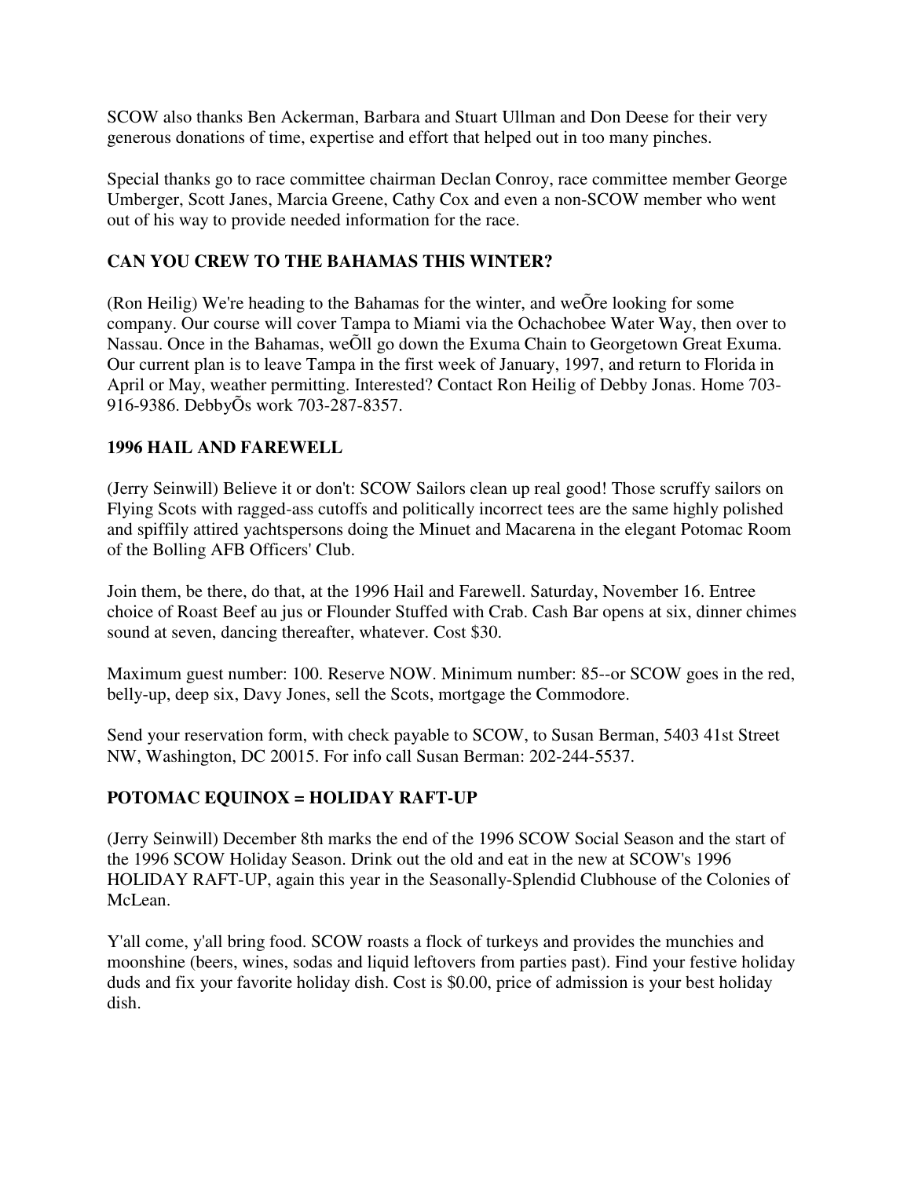SCOW also thanks Ben Ackerman, Barbara and Stuart Ullman and Don Deese for their very generous donations of time, expertise and effort that helped out in too many pinches.

Special thanks go to race committee chairman Declan Conroy, race committee member George Umberger, Scott Janes, Marcia Greene, Cathy Cox and even a non-SCOW member who went out of his way to provide needed information for the race.

**CAN YOU CREW TO THE BAHAMAS THIS WINTER?**

(Ron Heilig) We're heading to the Bahamas for the winter, and weÕre looking for some company. Our course will cover Tampa to Miami via the Ochachobee Water Way, then over to Nassau. Once in the Bahamas, weÕll go down the Exuma Chain to Georgetown Great Exuma. Our current plan is to leave Tampa in the first week of January, 1997, and return to Florida in April or May, weather permitting. Interested? Contact Ron Heilig of Debby Jonas. Home 703-916-9386. DebbyÕs work 703-287-8357.

**1996 HAIL AND FAREWELL**

(Jerry Seinwill) Believe it or don't: SCOW Sailors clean up real good! Those scruffy sailors on Flying Scots with ragged-ass cutoffs and politically incorrect tees are the same highly polished and spiffily attired yachtspersons doing the Minuet and Macarena in the elegant Potomac Room of the Bolling AFB Officers' Club.

Join them, be there, do that, at the 1996 Hail and Farewell. Saturday, November 16. Entree choice of Roast Beef au jus or Flounder Stuffed with Crab. Cash Bar opens at six, dinner chimes sound at seven, dancing thereafter, whatever. Cost $30.

Maximum guest number: 100. Reserve NOW. Minimum number: 85--or SCOW goes in the red, belly-up, deep six, Davy Jones, sell the Scots, mortgage the Commodore.

Send your reservation form, with check payable to SCOW, to Susan Berman, 5403 41st Street NW, Washington, DC 20015. For info call Susan Berman: 202-244-5537.

**POTOMAC EQUINOX = HOLIDAY RAFT-UP**

(Jerry Seinwill) December 8th marks the end of the 1996 SCOW Social Season and the start of the 1996 SCOW Holiday Season. Drink out the old and eat in the new at SCOW's 1996 HOLIDAY RAFT-UP, again this year in the Seasonally-Splendid Clubhouse of the Colonies of McLean.

Y'all come, y'all bring food. SCOW roasts a flock of turkeys and provides the munchies and moonshine (beers, wines, sodas and liquid leftovers from parties past). Find your festive holiday duds and fix your favorite holiday dish. Cost is $0.00, price of admission is your best holiday dish.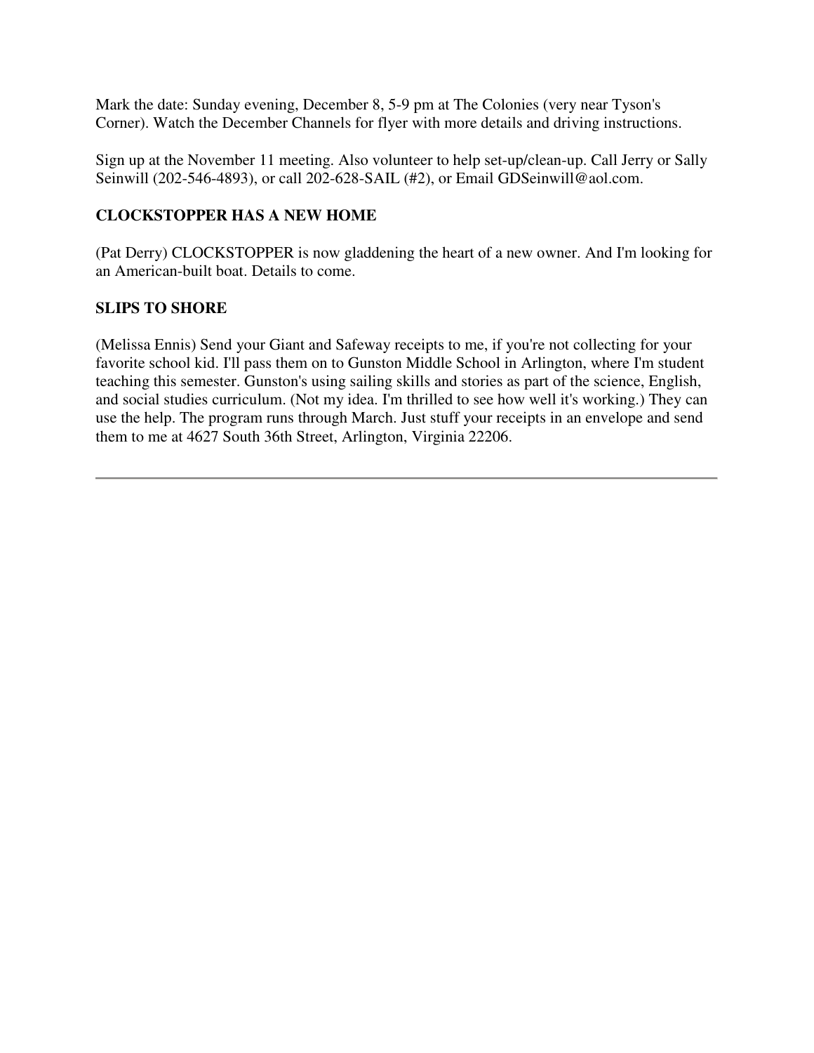Mark the date: Sunday evening, December 8, 5-9 pm at The Colonies (very near Tyson's Corner). Watch the December Channels for flyer with more details and driving instructions.

Sign up at the November 11 meeting. Also volunteer to help set-up/clean-up. Call Jerry or Sally Seinwill (202-546-4893), or call 202-628-SAIL (#2), or Email GDSeinwill@aol.com.

**CLOCKSTOPPER HAS A NEW HOME**

(Pat Derry) CLOCKSTOPPER is now gladdening the heart of a new owner. And I'm looking for an American-built boat. Details to come.

**SLIPS TO SHORE**

(Melissa Ennis) Send your Giant and Safeway receipts to me, if you're not collecting for your favorite school kid. I'll pass them on to Gunston Middle School in Arlington, where I'm student teaching this semester. Gunston's using sailing skills and stories as part of the science, English, and social studies curriculum. (Not my idea. I'm thrilled to see how well it's working.) They can use the help. The program runs through March. Just stuff your receipts in an envelope and send them to me at 4627 South 36th Street, Arlington, Virginia 22206.

---